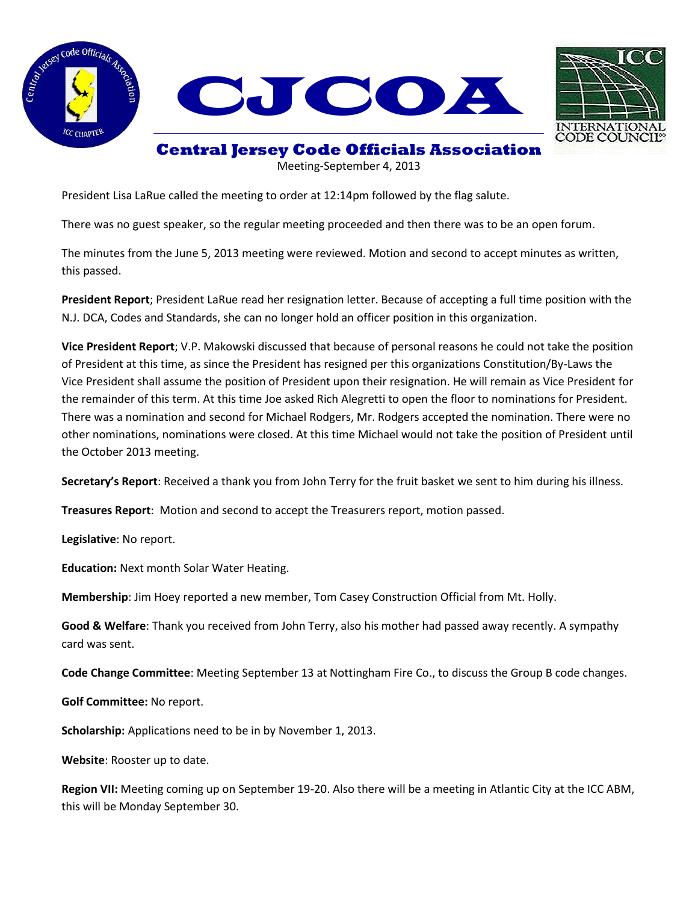# CJCOA

## Central Jersey Code Officials Association

Meeting-September 4, 2013

President Lisa LaRue called the meeting to order at 12:14pm followed by the flag salute.

There was no guest speaker, so the regular meeting proceeded and then there was to be an open forum.

The minutes from the June 5, 2013 meeting were reviewed. Motion and second to accept minutes as written, this passed.

**President Report**; President LaRue read her resignation letter. Because of accepting a full time position with the N.J. DCA, Codes and Standards, she can no longer hold an officer position in this organization.

**Vice President Report**; V.P. Makowski discussed that because of personal reasons he could not take the position of President at this time, as since the President has resigned per this organizations Constitution/By-Laws the Vice President shall assume the position of President upon their resignation. He will remain as Vice President for the remainder of this term. At this time Joe asked Rich Alegretti to open the floor to nominations for President. There was a nomination and second for Michael Rodgers, Mr. Rodgers accepted the nomination. There were no other nominations, nominations were closed. At this time Michael would not take the position of President until the October 2013 meeting.

**Secretary's Report**: Received a thank you from John Terry for the fruit basket we sent to him during his illness.

**Treasures Report**: Motion and second to accept the Treasurers report, motion passed.

**Legislative**: No report.

**Education:** Next month Solar Water Heating.

**Membership**: Jim Hoey reported a new member, Tom Casey Construction Official from Mt. Holly.

**Good & Welfare**: Thank you received from John Terry, also his mother had passed away recently. A sympathy card was sent.

**Code Change Committee**: Meeting September 13 at Nottingham Fire Co., to discuss the Group B code changes.

**Golf Committee:** No report.

**Scholarship:** Applications need to be in by November 1, 2013.

**Website**: Rooster up to date.

**Region VII:** Meeting coming up on September 19-20. Also there will be a meeting in Atlantic City at the ICC ABM, this will be Monday September 30.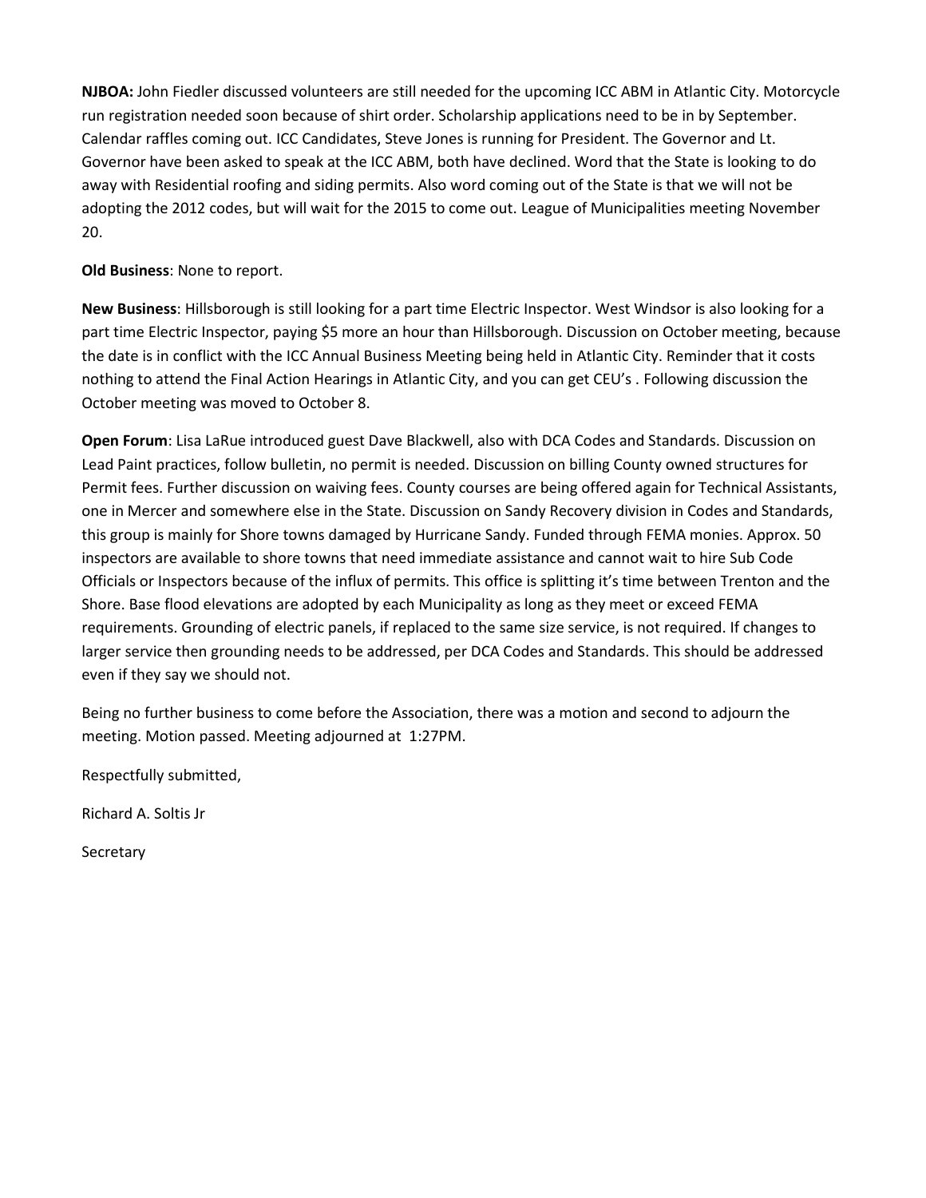**NJBOA:** John Fiedler discussed volunteers are still needed for the upcoming ICC ABM in Atlantic City. Motorcycle run registration needed soon because of shirt order. Scholarship applications need to be in by September. Calendar raffles coming out. ICC Candidates, Steve Jones is running for President. The Governor and Lt. Governor have been asked to speak at the ICC ABM, both have declined. Word that the State is looking to do away with Residential roofing and siding permits. Also word coming out of the State is that we will not be adopting the 2012 codes, but will wait for the 2015 to come out. League of Municipalities meeting November 20.

**Old Business**: None to report.

**New Business**: Hillsborough is still looking for a part time Electric Inspector. West Windsor is also looking for a part time Electric Inspector, paying $5 more an hour than Hillsborough. Discussion on October meeting, because the date is in conflict with the ICC Annual Business Meeting being held in Atlantic City. Reminder that it costs nothing to attend the Final Action Hearings in Atlantic City, and you can get CEU's . Following discussion the October meeting was moved to October 8.

**Open Forum**: Lisa LaRue introduced guest Dave Blackwell, also with DCA Codes and Standards. Discussion on Lead Paint practices, follow bulletin, no permit is needed. Discussion on billing County owned structures for Permit fees. Further discussion on waiving fees. County courses are being offered again for Technical Assistants, one in Mercer and somewhere else in the State. Discussion on Sandy Recovery division in Codes and Standards, this group is mainly for Shore towns damaged by Hurricane Sandy. Funded through FEMA monies. Approx. 50 inspectors are available to shore towns that need immediate assistance and cannot wait to hire Sub Code Officials or Inspectors because of the influx of permits. This office is splitting it's time between Trenton and the Shore. Base flood elevations are adopted by each Municipality as long as they meet or exceed FEMA requirements. Grounding of electric panels, if replaced to the same size service, is not required. If changes to larger service then grounding needs to be addressed, per DCA Codes and Standards. This should be addressed even if they say we should not.

Being no further business to come before the Association, there was a motion and second to adjourn the meeting. Motion passed. Meeting adjourned at 1:27PM.

Respectfully submitted,

Richard A. Soltis Jr

Secretary